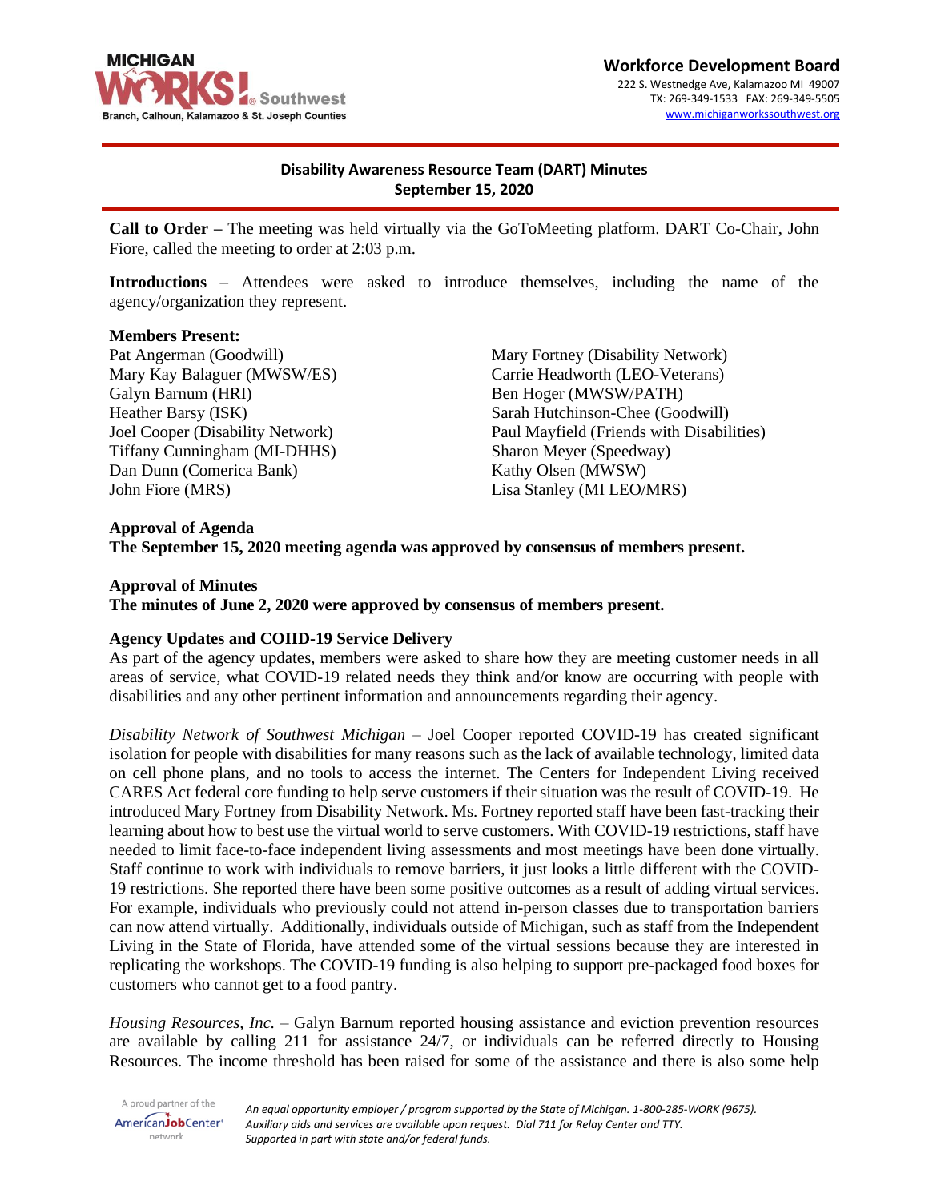**Workforce Development Board**
222 S. Westnedge Ave, Kalamazoo MI 49007
TX: 269-349-1533 FAX: 269-349-5505
www.michiganworkssouthwest.org

## Disability Awareness Resource Team (DART) Minutes
## September 15, 2020

**Call to Order –** The meeting was held virtually via the GoToMeeting platform. DART Co-Chair, John Fiore, called the meeting to order at 2:03 p.m.

**Introductions** – Attendees were asked to introduce themselves, including the name of the agency/organization they represent.

**Members Present:**

Pat Angerman (Goodwill)
Mary Kay Balaguer (MWSW/ES)
Galyn Barnum (HRI)
Heather Barsy (ISK)
Joel Cooper (Disability Network)
Tiffany Cunningham (MI-DHHS)
Dan Dunn (Comerica Bank)
John Fiore (MRS)
Mary Fortney (Disability Network)
Carrie Headworth (LEO-Veterans)
Ben Hoger (MWSW/PATH)
Sarah Hutchinson-Chee (Goodwill)
Paul Mayfield (Friends with Disabilities)
Sharon Meyer (Speedway)
Kathy Olsen (MWSW)
Lisa Stanley (MI LEO/MRS)

**Approval of Agenda**
**The September 15, 2020 meeting agenda was approved by consensus of members present.**

**Approval of Minutes**
**The minutes of June 2, 2020 were approved by consensus of members present.**

**Agency Updates and COIID-19 Service Delivery**
As part of the agency updates, members were asked to share how they are meeting customer needs in all areas of service, what COVID-19 related needs they think and/or know are occurring with people with disabilities and any other pertinent information and announcements regarding their agency.

*Disability Network of Southwest Michigan* – Joel Cooper reported COVID-19 has created significant isolation for people with disabilities for many reasons such as the lack of available technology, limited data on cell phone plans, and no tools to access the internet. The Centers for Independent Living received CARES Act federal core funding to help serve customers if their situation was the result of COVID-19. He introduced Mary Fortney from Disability Network. Ms. Fortney reported staff have been fast-tracking their learning about how to best use the virtual world to serve customers. With COVID-19 restrictions, staff have needed to limit face-to-face independent living assessments and most meetings have been done virtually. Staff continue to work with individuals to remove barriers, it just looks a little different with the COVID-19 restrictions. She reported there have been some positive outcomes as a result of adding virtual services. For example, individuals who previously could not attend in-person classes due to transportation barriers can now attend virtually. Additionally, individuals outside of Michigan, such as staff from the Independent Living in the State of Florida, have attended some of the virtual sessions because they are interested in replicating the workshops. The COVID-19 funding is also helping to support pre-packaged food boxes for customers who cannot get to a food pantry.

*Housing Resources, Inc.* – Galyn Barnum reported housing assistance and eviction prevention resources are available by calling 211 for assistance 24/7, or individuals can be referred directly to Housing Resources. The income threshold has been raised for some of the assistance and there is also some help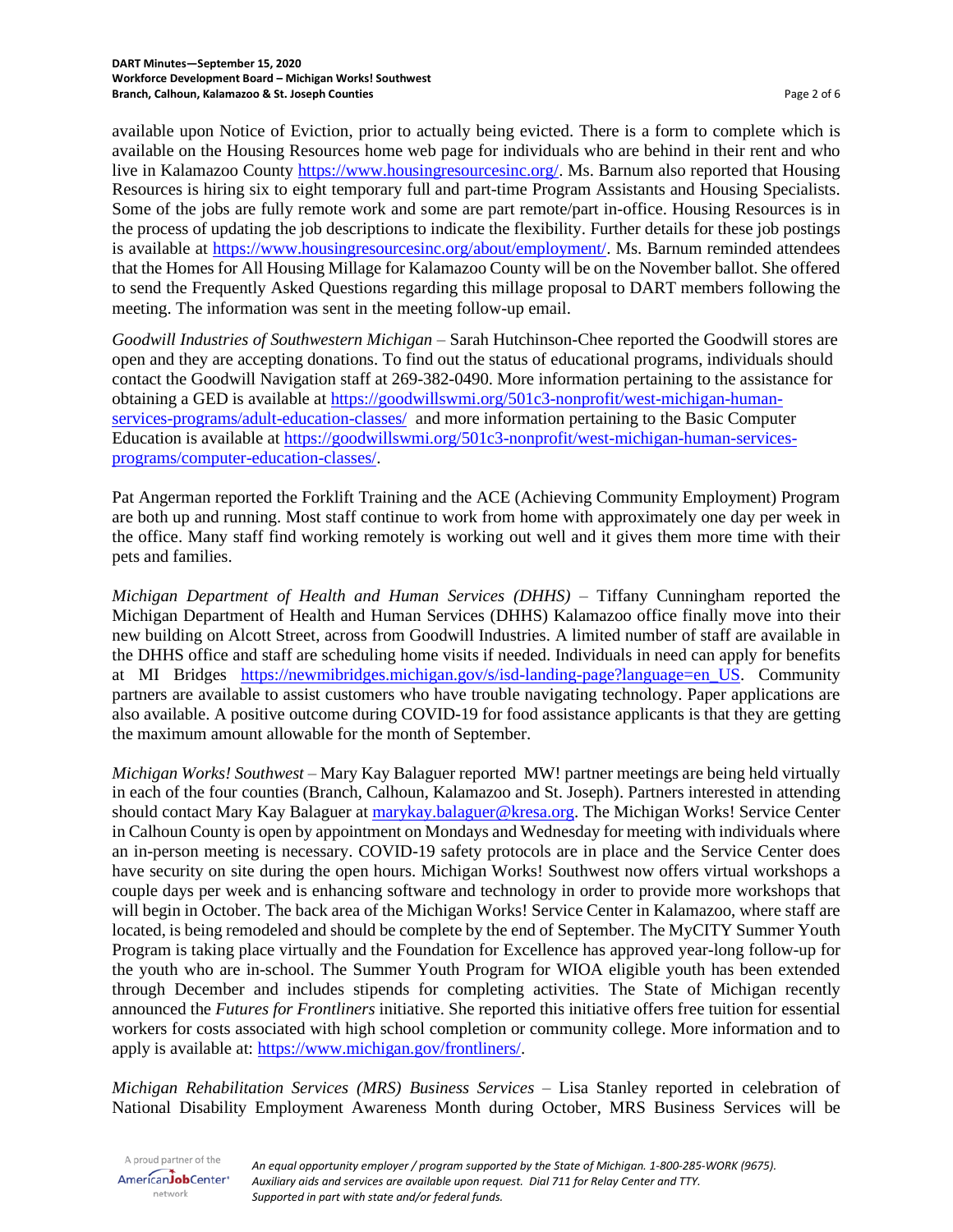available upon Notice of Eviction, prior to actually being evicted. There is a form to complete which is available on the Housing Resources home web page for individuals who are behind in their rent and who live in Kalamazoo County https://www.housingresourcesinc.org/. Ms. Barnum also reported that Housing Resources is hiring six to eight temporary full and part-time Program Assistants and Housing Specialists. Some of the jobs are fully remote work and some are part remote/part in-office. Housing Resources is in the process of updating the job descriptions to indicate the flexibility. Further details for these job postings is available at https://www.housingresourcesinc.org/about/employment/. Ms. Barnum reminded attendees that the Homes for All Housing Millage for Kalamazoo County will be on the November ballot. She offered to send the Frequently Asked Questions regarding this millage proposal to DART members following the meeting. The information was sent in the meeting follow-up email.

*Goodwill Industries of Southwestern Michigan* – Sarah Hutchinson-Chee reported the Goodwill stores are open and they are accepting donations. To find out the status of educational programs, individuals should contact the Goodwill Navigation staff at 269-382-0490. More information pertaining to the assistance for obtaining a GED is available at https://goodwillswmi.org/501c3-nonprofit/west-michigan-human-services-programs/adult-education-classes/ and more information pertaining to the Basic Computer Education is available at https://goodwillswmi.org/501c3-nonprofit/west-michigan-human-services-programs/computer-education-classes/.

Pat Angerman reported the Forklift Training and the ACE (Achieving Community Employment) Program are both up and running. Most staff continue to work from home with approximately one day per week in the office. Many staff find working remotely is working out well and it gives them more time with their pets and families.

*Michigan Department of Health and Human Services (DHHS)* – Tiffany Cunningham reported the Michigan Department of Health and Human Services (DHHS) Kalamazoo office finally move into their new building on Alcott Street, across from Goodwill Industries. A limited number of staff are available in the DHHS office and staff are scheduling home visits if needed. Individuals in need can apply for benefits at MI Bridges https://newmibridges.michigan.gov/s/isd-landing-page?language=en_US. Community partners are available to assist customers who have trouble navigating technology. Paper applications are also available. A positive outcome during COVID-19 for food assistance applicants is that they are getting the maximum amount allowable for the month of September.

*Michigan Works! Southwest* – Mary Kay Balaguer reported MW! partner meetings are being held virtually in each of the four counties (Branch, Calhoun, Kalamazoo and St. Joseph). Partners interested in attending should contact Mary Kay Balaguer at marykay.balaguer@kresa.org. The Michigan Works! Service Center in Calhoun County is open by appointment on Mondays and Wednesday for meeting with individuals where an in-person meeting is necessary. COVID-19 safety protocols are in place and the Service Center does have security on site during the open hours. Michigan Works! Southwest now offers virtual workshops a couple days per week and is enhancing software and technology in order to provide more workshops that will begin in October. The back area of the Michigan Works! Service Center in Kalamazoo, where staff are located, is being remodeled and should be complete by the end of September. The MyCITY Summer Youth Program is taking place virtually and the Foundation for Excellence has approved year-long follow-up for the youth who are in-school. The Summer Youth Program for WIOA eligible youth has been extended through December and includes stipends for completing activities. The State of Michigan recently announced the *Futures for Frontliners* initiative. She reported this initiative offers free tuition for essential workers for costs associated with high school completion or community college. More information and to apply is available at: https://www.michigan.gov/frontliners/.

*Michigan Rehabilitation Services (MRS) Business Services* – Lisa Stanley reported in celebration of National Disability Employment Awareness Month during October, MRS Business Services will be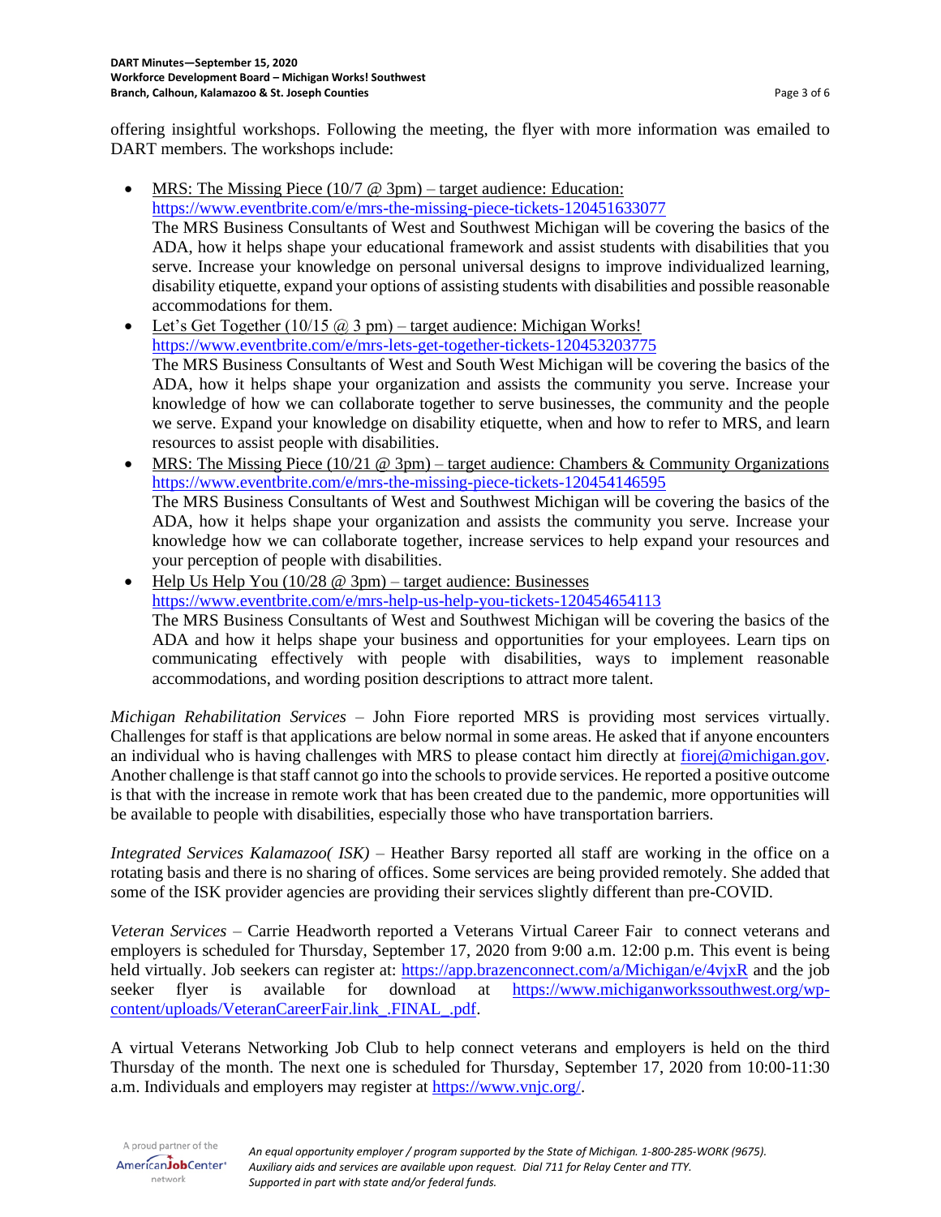offering insightful workshops. Following the meeting, the flyer with more information was emailed to DART members. The workshops include:

- MRS: The Missing Piece (10/7 @ 3pm) – target audience: Education:
  https://www.eventbrite.com/e/mrs-the-missing-piece-tickets-120451633077
  The MRS Business Consultants of West and Southwest Michigan will be covering the basics of the ADA, how it helps shape your educational framework and assist students with disabilities that you serve. Increase your knowledge on personal universal designs to improve individualized learning, disability etiquette, expand your options of assisting students with disabilities and possible reasonable accommodations for them.
- Let's Get Together (10/15 @ 3 pm) – target audience: Michigan Works!
  https://www.eventbrite.com/e/mrs-lets-get-together-tickets-120453203775
  The MRS Business Consultants of West and South West Michigan will be covering the basics of the ADA, how it helps shape your organization and assists the community you serve. Increase your knowledge of how we can collaborate together to serve businesses, the community and the people we serve. Expand your knowledge on disability etiquette, when and how to refer to MRS, and learn resources to assist people with disabilities.
- MRS: The Missing Piece (10/21 @ 3pm) – target audience: Chambers & Community Organizations
  https://www.eventbrite.com/e/mrs-the-missing-piece-tickets-120454146595
  The MRS Business Consultants of West and Southwest Michigan will be covering the basics of the ADA, how it helps shape your organization and assists the community you serve. Increase your knowledge how we can collaborate together, increase services to help expand your resources and your perception of people with disabilities.
- Help Us Help You (10/28 @ 3pm) – target audience: Businesses
  https://www.eventbrite.com/e/mrs-help-us-help-you-tickets-120454654113
  The MRS Business Consultants of West and Southwest Michigan will be covering the basics of the ADA and how it helps shape your business and opportunities for your employees. Learn tips on communicating effectively with people with disabilities, ways to implement reasonable accommodations, and wording position descriptions to attract more talent.

*Michigan Rehabilitation Services* – John Fiore reported MRS is providing most services virtually. Challenges for staff is that applications are below normal in some areas. He asked that if anyone encounters an individual who is having challenges with MRS to please contact him directly at fiorej@michigan.gov. Another challenge is that staff cannot go into the schools to provide services. He reported a positive outcome is that with the increase in remote work that has been created due to the pandemic, more opportunities will be available to people with disabilities, especially those who have transportation barriers.

*Integrated Services Kalamazoo( ISK)* – Heather Barsy reported all staff are working in the office on a rotating basis and there is no sharing of offices. Some services are being provided remotely. She added that some of the ISK provider agencies are providing their services slightly different than pre-COVID.

*Veteran Services* – Carrie Headworth reported a Veterans Virtual Career Fair to connect veterans and employers is scheduled for Thursday, September 17, 2020 from 9:00 a.m. 12:00 p.m. This event is being held virtually. Job seekers can register at: https://app.brazenconnect.com/a/Michigan/e/4vjxR and the job seeker flyer is available for download at https://www.michiganworkssouthwest.org/wp-content/uploads/VeteranCareerFair.link_.FINAL_.pdf.

A virtual Veterans Networking Job Club to help connect veterans and employers is held on the third Thursday of the month. The next one is scheduled for Thursday, September 17, 2020 from 10:00-11:30 a.m. Individuals and employers may register at https://www.vnjc.org/.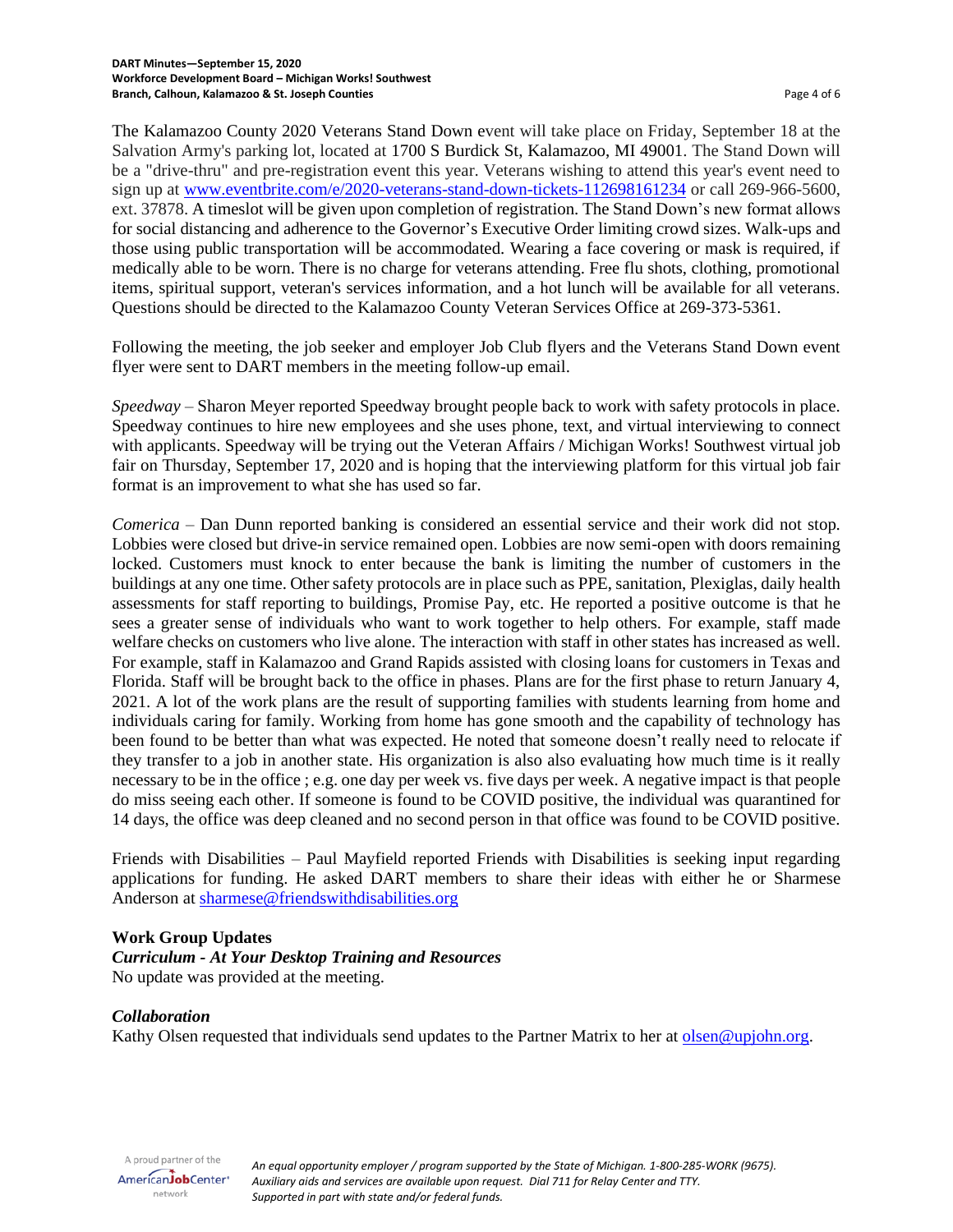The Kalamazoo County 2020 Veterans Stand Down event will take place on Friday, September 18 at the Salvation Army's parking lot, located at 1700 S Burdick St, Kalamazoo, MI 49001. The Stand Down will be a "drive-thru" and pre-registration event this year. Veterans wishing to attend this year's event need to sign up at [www.eventbrite.com/e/2020-veterans-stand-down-tickets-112698161234](www.eventbrite.com/e/2020-veterans-stand-down-tickets-112698161234) or call 269-966-5600, ext. 37878. A timeslot will be given upon completion of registration. The Stand Down's new format allows for social distancing and adherence to the Governor's Executive Order limiting crowd sizes. Walk-ups and those using public transportation will be accommodated. Wearing a face covering or mask is required, if medically able to be worn. There is no charge for veterans attending. Free flu shots, clothing, promotional items, spiritual support, veteran's services information, and a hot lunch will be available for all veterans. Questions should be directed to the Kalamazoo County Veteran Services Office at 269-373-5361.

Following the meeting, the job seeker and employer Job Club flyers and the Veterans Stand Down event flyer were sent to DART members in the meeting follow-up email.

*Speedway* – Sharon Meyer reported Speedway brought people back to work with safety protocols in place. Speedway continues to hire new employees and she uses phone, text, and virtual interviewing to connect with applicants. Speedway will be trying out the Veteran Affairs / Michigan Works! Southwest virtual job fair on Thursday, September 17, 2020 and is hoping that the interviewing platform for this virtual job fair format is an improvement to what she has used so far.

*Comerica* – Dan Dunn reported banking is considered an essential service and their work did not stop. Lobbies were closed but drive-in service remained open. Lobbies are now semi-open with doors remaining locked. Customers must knock to enter because the bank is limiting the number of customers in the buildings at any one time. Other safety protocols are in place such as PPE, sanitation, Plexiglas, daily health assessments for staff reporting to buildings, Promise Pay, etc. He reported a positive outcome is that he sees a greater sense of individuals who want to work together to help others. For example, staff made welfare checks on customers who live alone. The interaction with staff in other states has increased as well. For example, staff in Kalamazoo and Grand Rapids assisted with closing loans for customers in Texas and Florida. Staff will be brought back to the office in phases. Plans are for the first phase to return January 4, 2021. A lot of the work plans are the result of supporting families with students learning from home and individuals caring for family. Working from home has gone smooth and the capability of technology has been found to be better than what was expected. He noted that someone doesn't really need to relocate if they transfer to a job in another state. His organization is also also evaluating how much time is it really necessary to be in the office ; e.g. one day per week vs. five days per week. A negative impact is that people do miss seeing each other. If someone is found to be COVID positive, the individual was quarantined for 14 days, the office was deep cleaned and no second person in that office was found to be COVID positive.

Friends with Disabilities – Paul Mayfield reported Friends with Disabilities is seeking input regarding applications for funding. He asked DART members to share their ideas with either he or Sharmese Anderson at [sharmese@friendswithdisabilities.org](mailto:sharmese@friendswithdisabilities.org)

**Work Group Updates**

***Curriculum - At Your Desktop Training and Resources***

No update was provided at the meeting.

***Collaboration***

Kathy Olsen requested that individuals send updates to the Partner Matrix to her at [olsen@upjohn.org](mailto:olsen@upjohn.org).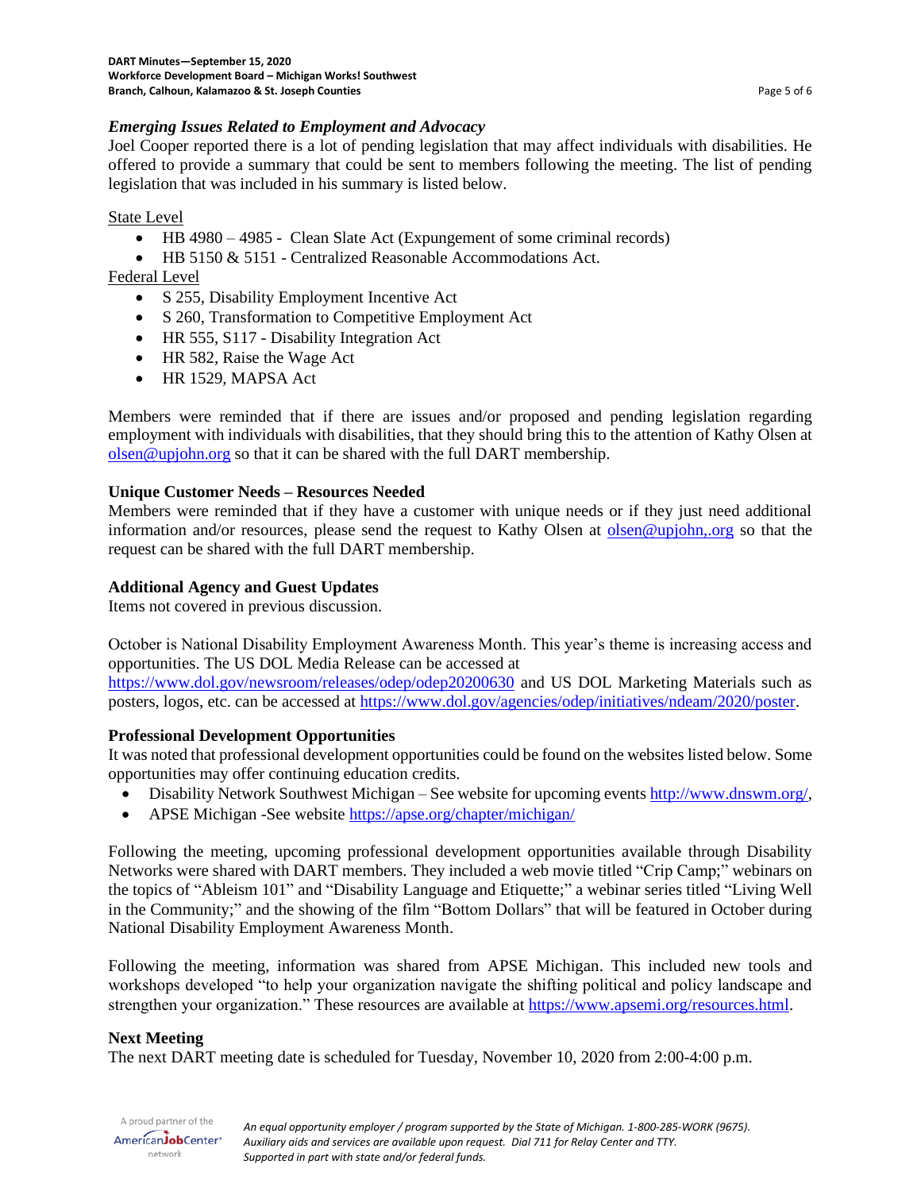### *Emerging Issues Related to Employment and Advocacy*

Joel Cooper reported there is a lot of pending legislation that may affect individuals with disabilities. He offered to provide a summary that could be sent to members following the meeting. The list of pending legislation that was included in his summary is listed below.

State Level

- HB 4980 – 4985 - Clean Slate Act (Expungement of some criminal records)
- HB 5150 & 5151 - Centralized Reasonable Accommodations Act.

Federal Level

- S 255, Disability Employment Incentive Act
- S 260, Transformation to Competitive Employment Act
- HR 555, S117 - Disability Integration Act
- HR 582, Raise the Wage Act
- HR 1529, MAPSA Act

Members were reminded that if there are issues and/or proposed and pending legislation regarding employment with individuals with disabilities, that they should bring this to the attention of Kathy Olsen at olsen@upjohn.org so that it can be shared with the full DART membership.

### Unique Customer Needs – Resources Needed

Members were reminded that if they have a customer with unique needs or if they just need additional information and/or resources, please send the request to Kathy Olsen at olsen@upjohn,.org so that the request can be shared with the full DART membership.

### Additional Agency and Guest Updates

Items not covered in previous discussion.

October is National Disability Employment Awareness Month. This year's theme is increasing access and opportunities. The US DOL Media Release can be accessed at https://www.dol.gov/newsroom/releases/odep/odep20200630 and US DOL Marketing Materials such as posters, logos, etc. can be accessed at https://www.dol.gov/agencies/odep/initiatives/ndeam/2020/poster.

### Professional Development Opportunities

It was noted that professional development opportunities could be found on the websites listed below. Some opportunities may offer continuing education credits.

- Disability Network Southwest Michigan – See website for upcoming events http://www.dnswm.org/,
- APSE Michigan -See website https://apse.org/chapter/michigan/

Following the meeting, upcoming professional development opportunities available through Disability Networks were shared with DART members. They included a web movie titled "Crip Camp;" webinars on the topics of "Ableism 101" and "Disability Language and Etiquette;" a webinar series titled "Living Well in the Community;" and the showing of the film "Bottom Dollars" that will be featured in October during National Disability Employment Awareness Month.

Following the meeting, information was shared from APSE Michigan. This included new tools and workshops developed "to help your organization navigate the shifting political and policy landscape and strengthen your organization." These resources are available at https://www.apsemi.org/resources.html.

### Next Meeting

The next DART meeting date is scheduled for Tuesday, November 10, 2020 from 2:00-4:00 p.m.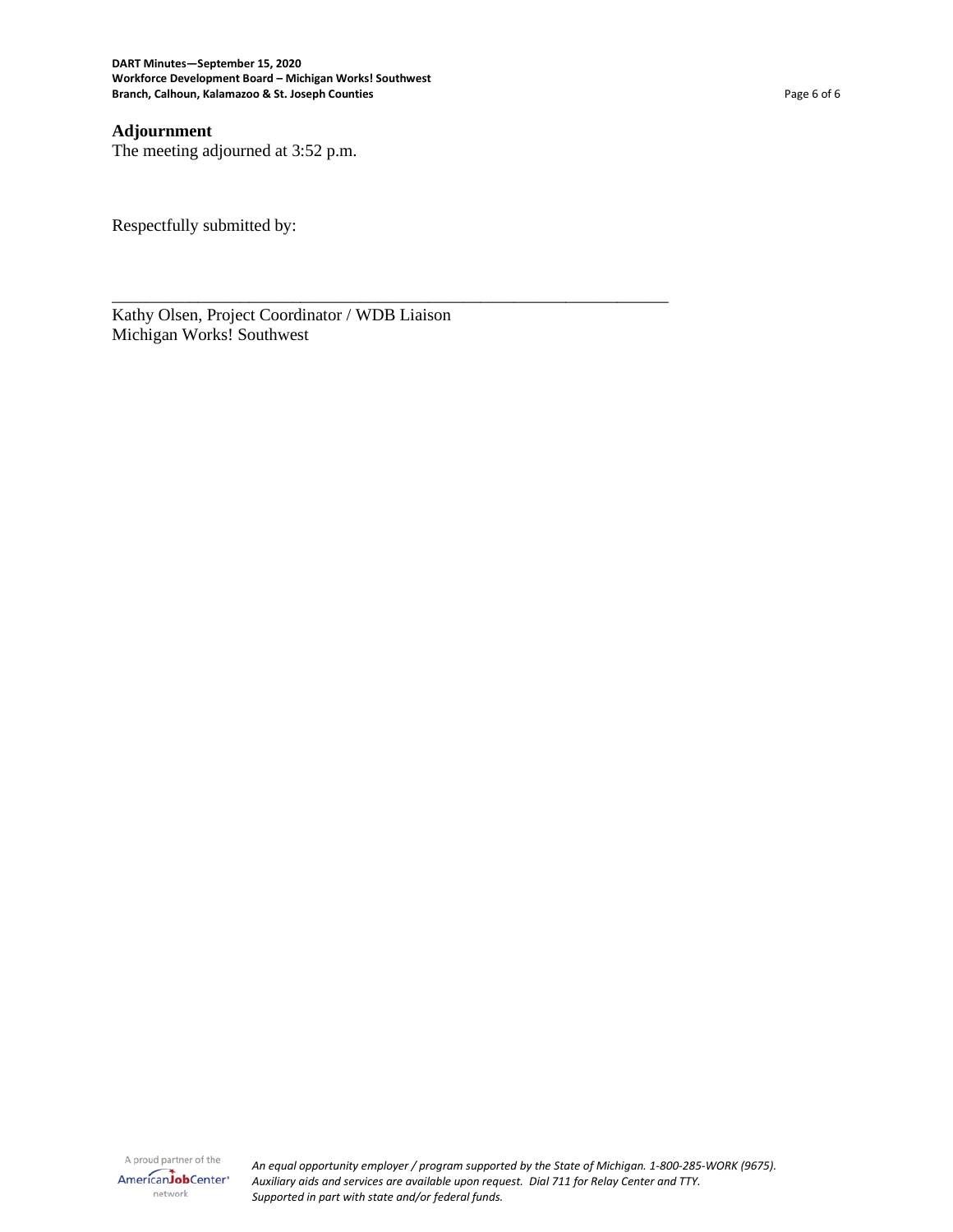## Adjournment

The meeting adjourned at 3:52 p.m.

Respectfully submitted by:

\_\_\_\_\_\_\_\_\_\_\_\_\_\_\_\_\_\_\_\_\_\_\_\_\_\_\_\_\_\_\_\_\_\_\_\_\_\_\_\_\_\_\_\_\_\_\_\_\_\_\_\_\_\_\_\_\_\_\_\_\_\_

Kathy Olsen, Project Coordinator / WDB Liaison
Michigan Works! Southwest

A proud partner of the AmericanJobCenter network

*An equal opportunity employer / program supported by the State of Michigan. 1-800-285-WORK (9675). Auxiliary aids and services are available upon request. Dial 711 for Relay Center and TTY. Supported in part with state and/or federal funds.*